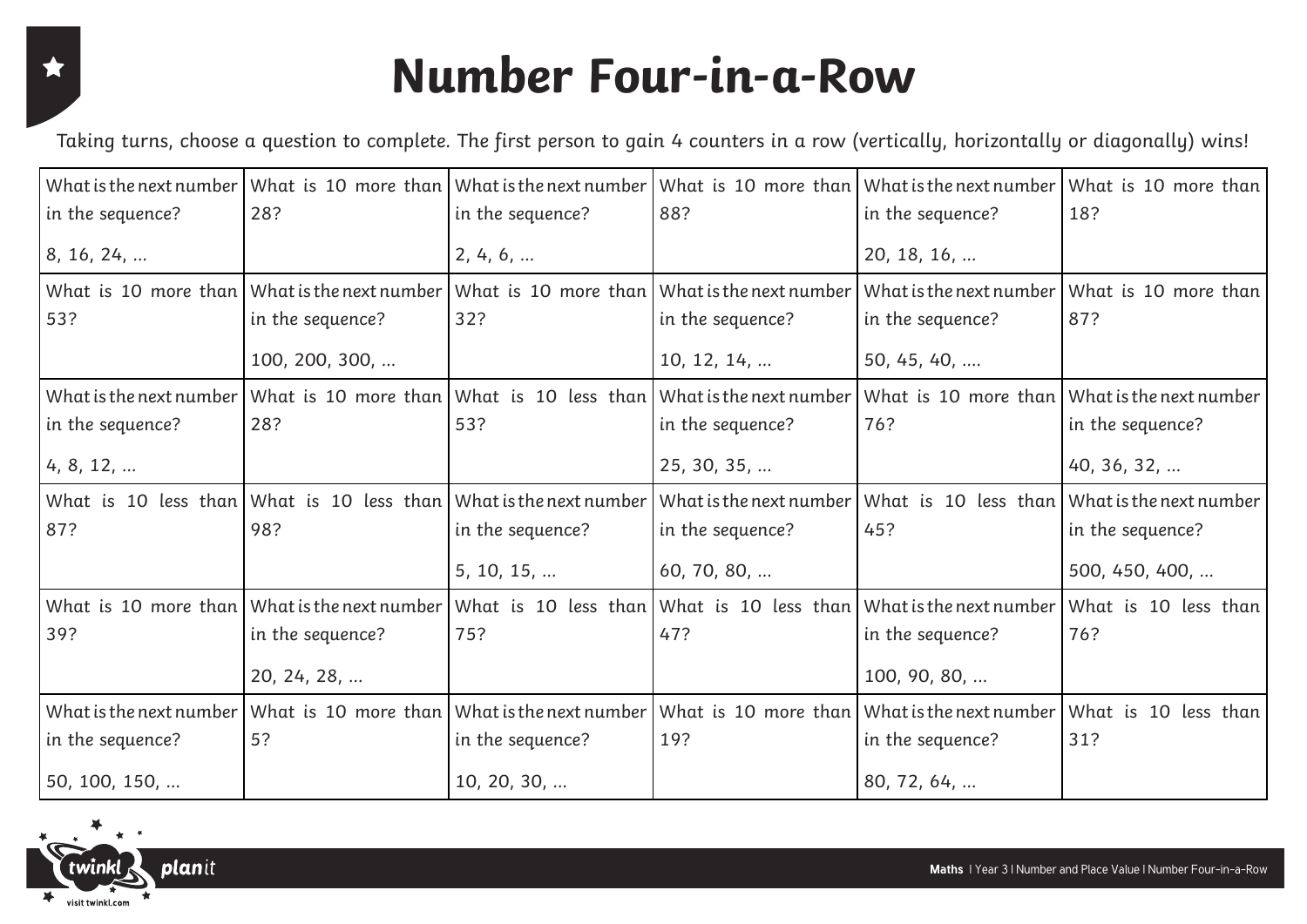# Number Four-in-a-Row

Taking turns, choose a question to complete. The first person to gain 4 counters in a row (vertically, horizontally or diagonally) wins!

| | | | | | |
|---|---|---|---|---|---|
| What is the next number in the sequence? 8, 16, 24, … | What is 10 more than 28? | What is the next number in the sequence? 2, 4, 6, … | What is 10 more than 88? | What is the next number in the sequence? 20, 18, 16, … | What is 10 more than 18? |
| What is 10 more than 53? | What is the next number in the sequence? 100, 200, 300, … | What is 10 more than 32? | What is the next number in the sequence? 10, 12, 14, … | What is the next number in the sequence? 50, 45, 40, …. | What is 10 more than 87? |
| What is the next number in the sequence? 4, 8, 12, … | What is 10 more than 28? | What is 10 less than 53? | What is the next number in the sequence? 25, 30, 35, … | What is 10 more than 76? | What is the next number in the sequence? 40, 36, 32, … |
| What is 10 less than 87? | What is 10 less than 98? | What is the next number in the sequence? 5, 10, 15, … | What is the next number in the sequence? 60, 70, 80, … | What is 10 less than 45? | What is the next number in the sequence? 500, 450, 400, … |
| What is 10 more than 39? | What is the next number in the sequence? 20, 24, 28, … | What is 10 less than 75? | What is 10 less than 47? | What is the next number in the sequence? 100, 90, 80, … | What is 10 less than 76? |
| What is the next number in the sequence? 50, 100, 150, … | What is 10 more than 5? | What is the next number in the sequence? 10, 20, 30, … | What is 10 more than 19? | What is the next number in the sequence? 80, 72, 64, … | What is 10 less than 31? |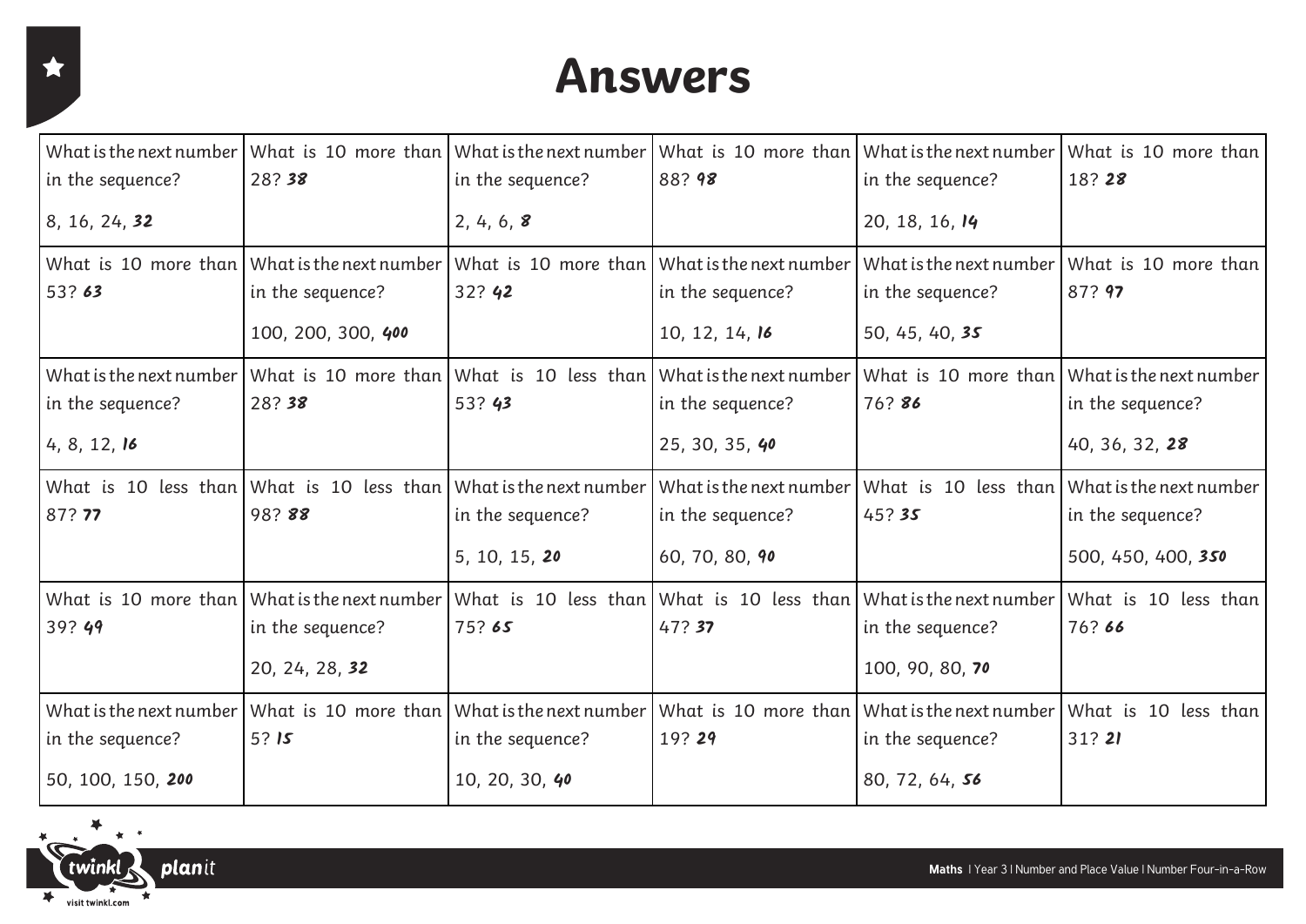# Answers

| | | | | | |
|---|---|---|---|---|---|
| What is the next number in the sequence? 8, 16, 24, **32** | What is 10 more than 28? **38** | What is the next number in the sequence? 2, 4, 6, **8** | What is 10 more than 88? **98** | What is the next number in the sequence? 20, 18, 16, **14** | What is 10 more than 18? **28** |
| What is 10 more than 53? **63** | What is the next number in the sequence? 100, 200, 300, **400** | What is 10 more than 32? **42** | What is the next number in the sequence? 10, 12, 14, **16** | What is the next number in the sequence? 50, 45, 40, **35** | What is 10 more than 87? **97** |
| What is the next number in the sequence? 4, 8, 12, **16** | What is 10 more than 28? **38** | What is 10 less than 53? **43** | What is the next number in the sequence? 25, 30, 35, **40** | What is 10 more than 76? **86** | What is the next number in the sequence? 40, 36, 32, **28** |
| What is 10 less than 87? **77** | What is 10 less than 98? **88** | What is the next number in the sequence? 5, 10, 15, **20** | What is the next number in the sequence? 60, 70, 80, **90** | What is 10 less than 45? **35** | What is the next number in the sequence? 500, 450, 400, **350** |
| What is 10 more than 39? **49** | What is the next number in the sequence? 20, 24, 28, **32** | What is 10 less than 75? **65** | What is 10 less than 47? **37** | What is the next number in the sequence? 100, 90, 80, **70** | What is 10 less than 76? **66** |
| What is the next number in the sequence? 50, 100, 150, **200** | What is 10 more than 5? **15** | What is the next number in the sequence? 10, 20, 30, **40** | What is 10 more than 19? **29** | What is the next number in the sequence? 80, 72, 64, **56** | What is 10 less than 31? **21** |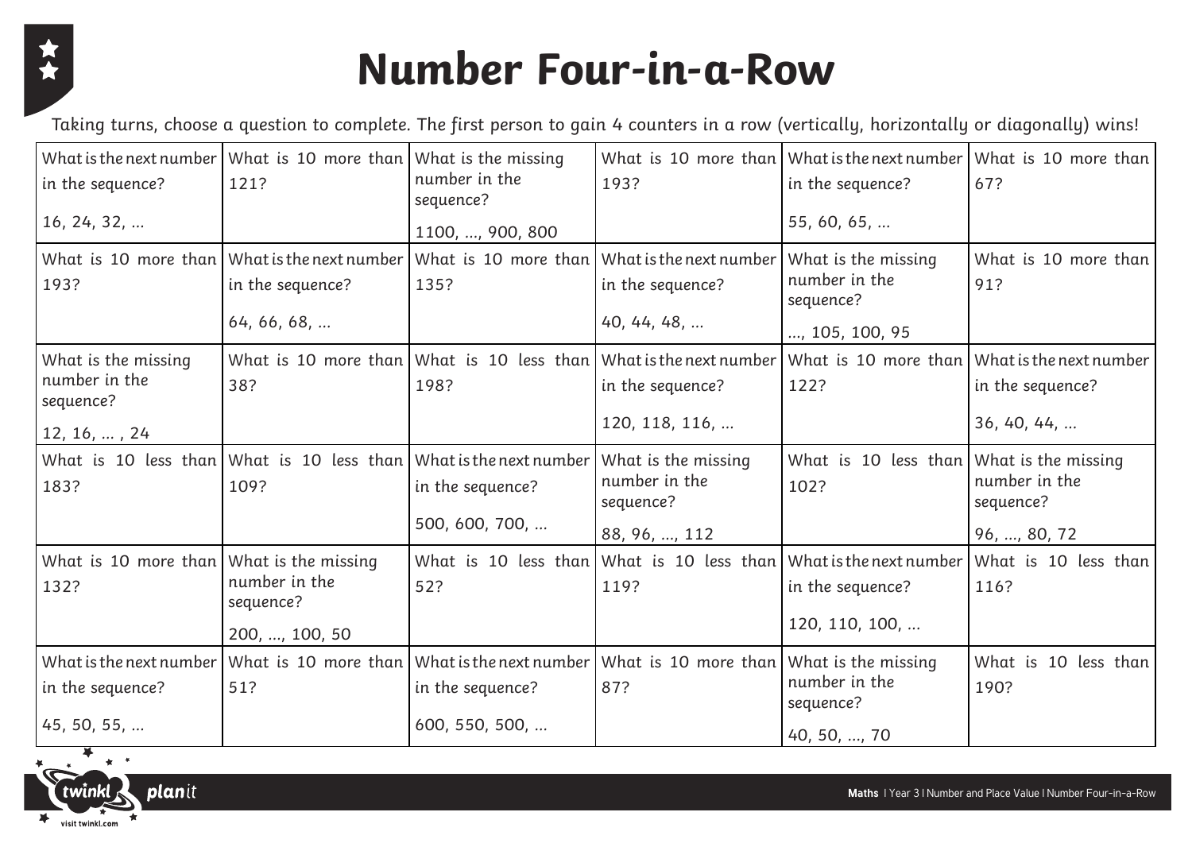# Number Four-in-a-Row

*Taking turns, choose a question to complete. The first person to gain 4 counters in a row (vertically, horizontally or diagonally) wins!*

| | | | | | |
|---|---|---|---|---|---|
| What is the next number in the sequence? 16, 24, 32, ... | What is 10 more than 121? | What is the missing number in the sequence? 1100, ..., 900, 800 | What is 10 more than 193? | What is the next number in the sequence? 55, 60, 65, ... | What is 10 more than 67? |
| What is 10 more than 193? | What is the next number in the sequence? 64, 66, 68, ... | What is 10 more than 135? | What is the next number in the sequence? 40, 44, 48, ... | What is the missing number in the sequence? ..., 105, 100, 95 | What is 10 more than 91? |
| What is the missing number in the sequence? 12, 16, ... , 24 | What is 10 more than 38? | What is 10 less than 198? | What is the next number in the sequence? 120, 118, 116, ... | What is 10 more than 122? | What is the next number in the sequence? 36, 40, 44, ... |
| What is 10 less than 183? | What is 10 less than 109? | What is the next number in the sequence? 500, 600, 700, ... | What is the missing number in the sequence? 88, 96, ..., 112 | What is 10 less than 102? | What is the missing number in the sequence? 96, ..., 80, 72 |
| What is 10 more than 132? | What is the missing number in the sequence? 200, ..., 100, 50 | What is 10 less than 52? | What is 10 less than 119? | What is the next number in the sequence? 120, 110, 100, ... | What is 10 less than 116? |
| What is the next number in the sequence? 45, 50, 55, ... | What is 10 more than 51? | What is the next number in the sequence? 600, 550, 500, ... | What is 10 more than 87? | What is the missing number in the sequence? 40, 50, ..., 70 | What is 10 less than 190? |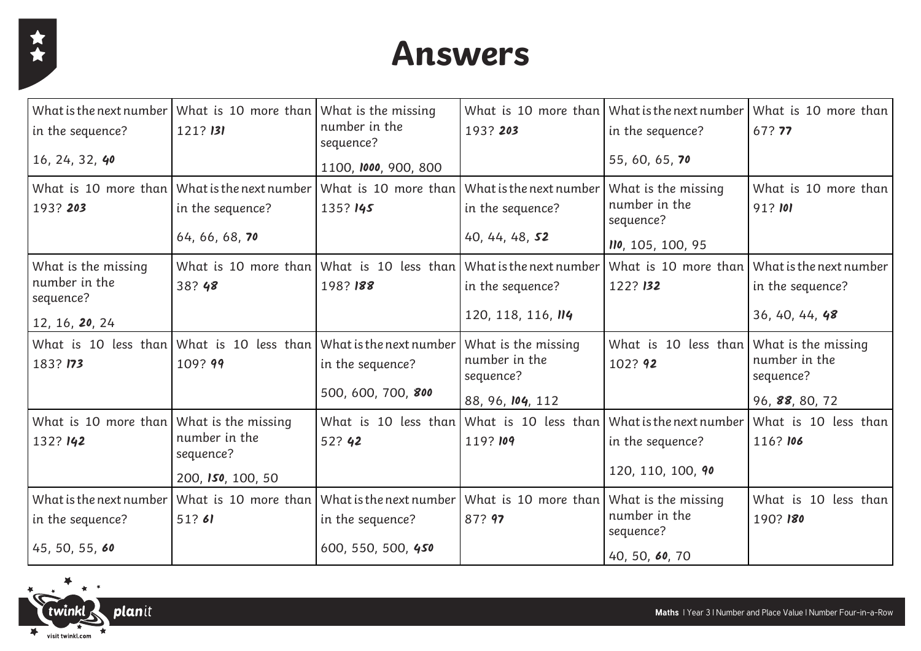# Answers

| | | | | | |
|---|---|---|---|---|---|
| What is the next number in the sequence? 16, 24, 32, **40** | What is 10 more than 121? **131** | What is the missing number in the sequence? 1100, **1000**, 900, 800 | What is 10 more than 193? **203** | What is the next number in the sequence? 55, 60, 65, **70** | What is 10 more than 67? **77** |
| What is 10 more than 193? **203** | What is the next number in the sequence? 64, 66, 68, **70** | What is 10 more than 135? **145** | What is the next number in the sequence? 40, 44, 48, **52** | What is the missing number in the sequence? **110**, 105, 100, 95 | What is 10 more than 91? **101** |
| What is the missing number in the sequence? 12, 16, **20**, 24 | What is 10 more than 38? **48** | What is 10 less than 198? **188** | What is the next number in the sequence? 120, 118, 116, **114** | What is 10 more than 122? **132** | What is the next number in the sequence? 36, 40, 44, **48** |
| What is 10 less than 183? **173** | What is 10 less than 109? **99** | What is the next number in the sequence? 500, 600, 700, **800** | What is the missing number in the sequence? 88, 96, **104**, 112 | What is 10 less than 102? **92** | What is the missing number in the sequence? 96, **88**, 80, 72 |
| What is 10 more than 132? **142** | What is the missing number in the sequence? 200, **150**, 100, 50 | What is 10 less than 52? **42** | What is 10 less than 119? **109** | What is the next number in the sequence? 120, 110, 100, **90** | What is 10 less than 116? **106** |
| What is the next number in the sequence? 45, 50, 55, **60** | What is 10 more than 51? **61** | What is the next number in the sequence? 600, 550, 500, **450** | What is 10 more than 87? **97** | What is the missing number in the sequence? 40, 50, **60**, 70 | What is 10 less than 190? **180** |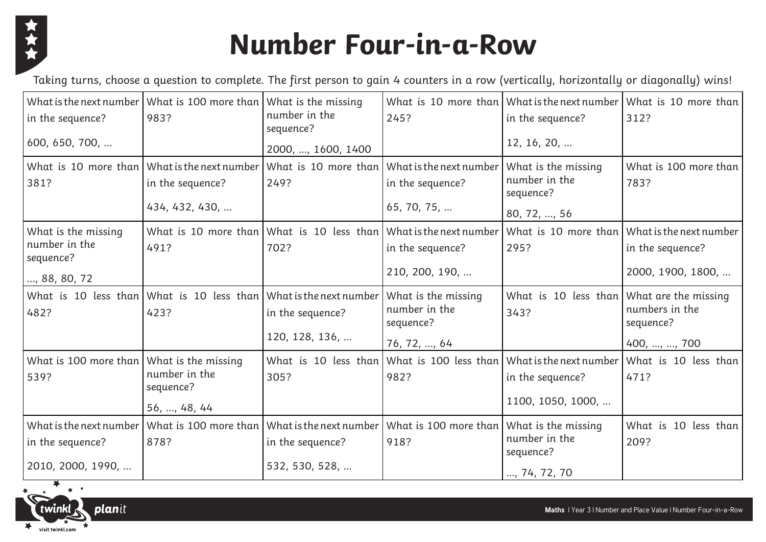# Number Four-in-a-Row

*Taking turns, choose a question to complete. The first person to gain 4 counters in a row (vertically, horizontally or diagonally) wins!*

| | | | | | |
|---|---|---|---|---|---|
| What is the next number in the sequence? 600, 650, 700, … | What is 100 more than 983? | What is the missing number in the sequence? 2000, …, 1600, 1400 | What is 10 more than 245? | What is the next number in the sequence? 12, 16, 20, … | What is 10 more than 312? |
| What is 10 more than 381? | What is the next number in the sequence? 434, 432, 430, … | What is 10 more than 249? | What is the next number in the sequence? 65, 70, 75, … | What is the missing number in the sequence? 80, 72, …, 56 | What is 100 more than 783? |
| What is the missing number in the sequence? …, 88, 80, 72 | What is 10 more than 491? | What is 10 less than 702? | What is the next number in the sequence? 210, 200, 190, … | What is 10 more than 295? | What is the next number in the sequence? 2000, 1900, 1800, … |
| What is 10 less than 482? | What is 10 less than 423? | What is the next number in the sequence? 120, 128, 136, … | What is the missing number in the sequence? 76, 72, …, 64 | What is 10 less than 343? | What are the missing numbers in the sequence? 400, …, …, 700 |
| What is 100 more than 539? | What is the missing number in the sequence? 56, …, 48, 44 | What is 10 less than 305? | What is 100 less than 982? | What is the next number in the sequence? 1100, 1050, 1000, … | What is 10 less than 471? |
| What is the next number in the sequence? 2010, 2000, 1990, … | What is 100 more than 878? | What is the next number in the sequence? 532, 530, 528, … | What is 100 more than 918? | What is the missing number in the sequence? …, 74, 72, 70 | What is 10 less than 209? |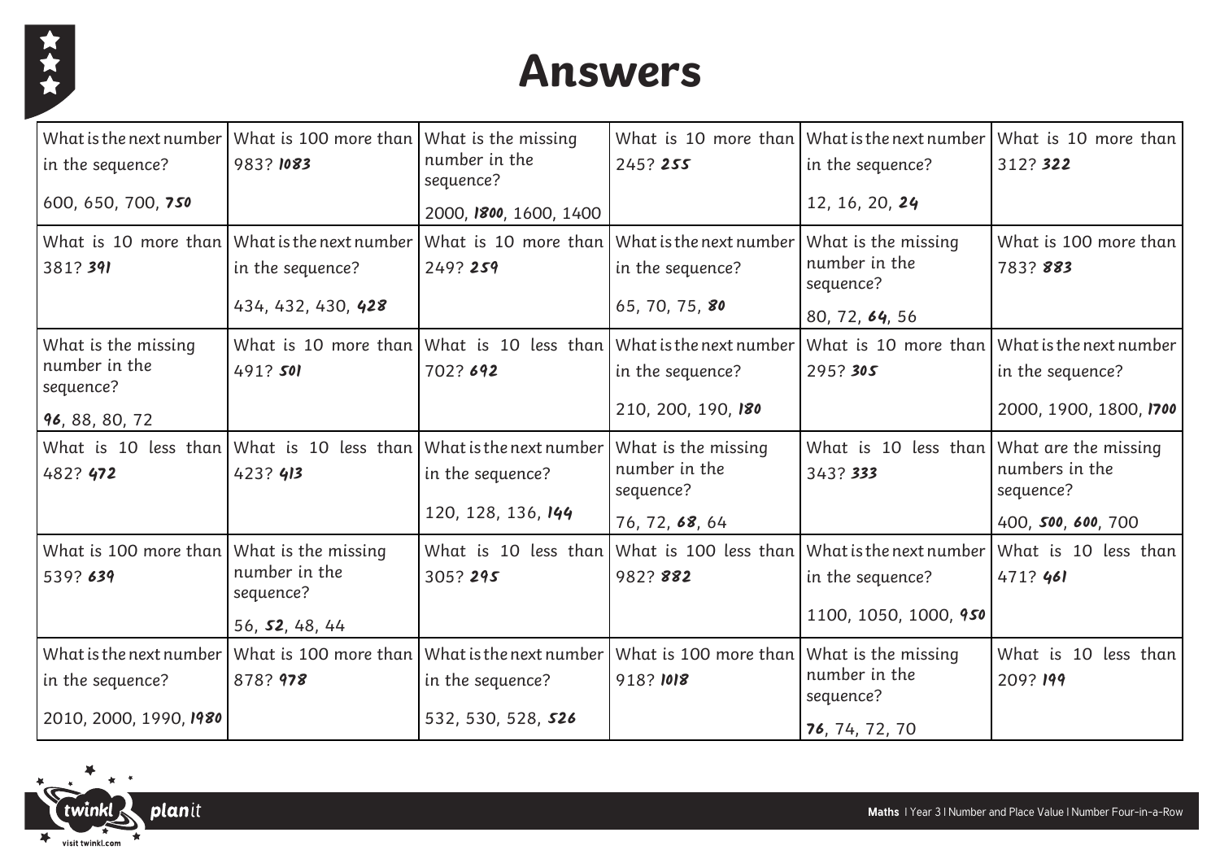# Answers

| | | | | | |
|---|---|---|---|---|---|
| What is the next number in the sequence? 600, 650, 700, **750** | What is 100 more than 983? **1083** | What is the missing number in the sequence? 2000, **1800**, 1600, 1400 | What is 10 more than 245? **255** | What is the next number in the sequence? 12, 16, 20, **24** | What is 10 more than 312? **322** |
| What is 10 more than 381? **391** | What is the next number in the sequence? 434, 432, 430, **428** | What is 10 more than 249? **259** | What is the next number in the sequence? 65, 70, 75, **80** | What is the missing number in the sequence? 80, 72, **64**, 56 | What is 100 more than 783? **883** |
| What is the missing number in the sequence? **96**, 88, 80, 72 | What is 10 more than 491? **501** | What is 10 less than 702? **692** | What is the next number in the sequence? 210, 200, 190, **180** | What is 10 more than 295? **305** | What is the next number in the sequence? 2000, 1900, 1800, **1700** |
| What is 10 less than 482? **472** | What is 10 less than 423? **413** | What is the next number in the sequence? 120, 128, 136, **144** | What is the missing number in the sequence? 76, 72, **68**, 64 | What is 10 less than 343? **333** | What are the missing numbers in the sequence? 400, **500**, **600**, 700 |
| What is 100 more than 539? **639** | What is the missing number in the sequence? 56, **52**, 48, 44 | What is 10 less than 305? **295** | What is 100 less than 982? **882** | What is the next number in the sequence? 1100, 1050, 1000, **950** | What is 10 less than 471? **461** |
| What is the next number in the sequence? 2010, 2000, 1990, **1980** | What is 100 more than 878? **978** | What is the next number in the sequence? 532, 530, 528, **526** | What is 100 more than 918? **1018** | What is the missing number in the sequence? **76**, 74, 72, 70 | What is 10 less than 209? **199** |